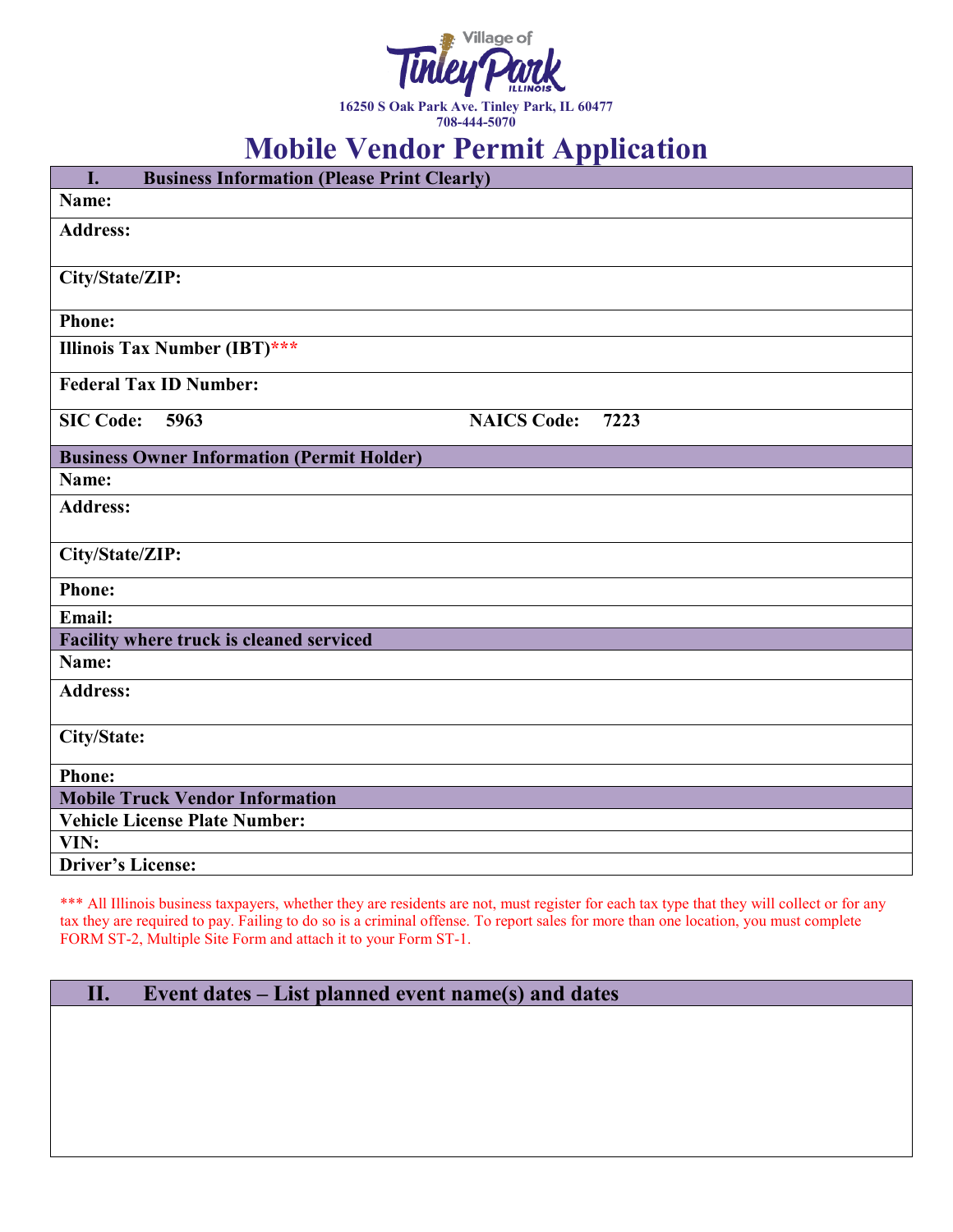Village of Tinley Park Illinois

16250 S Oak Park Ave. Tinley Park, IL 60477
708-444-5070

# Mobile Vendor Permit Application

| I. Business Information (Please Print Clearly) | |
|---|---|
| **Name:** | |
| **Address:** | |
| **City/State/ZIP:** | |
| **Phone:** | |
| **Illinois Tax Number (IBT)*** ** | |
| **Federal Tax ID Number:** | |
| **SIC Code: 5963** | **NAICS Code: 7223** |
| **Business Owner Information (Permit Holder)** | |
| **Name:** | |
| **Address:** | |
| **City/State/ZIP:** | |
| **Phone:** | |
| **Email:** | |
| **Facility where truck is cleaned serviced** | |
| **Name:** | |
| **Address:** | |
| **City/State:** | |
| **Phone:** | |
| **Mobile Truck Vendor Information** | |
| **Vehicle License Plate Number:** | |
| **VIN:** | |
| **Driver's License:** | |

*** All Illinois business taxpayers, whether they are residents are not, must register for each tax type that they will collect or for any tax they are required to pay. Failing to do so is a criminal offense. To report sales for more than one location, you must complete FORM ST-2, Multiple Site Form and attach it to your Form ST-1.

| II. Event dates – List planned event name(s) and dates |
|---|
| |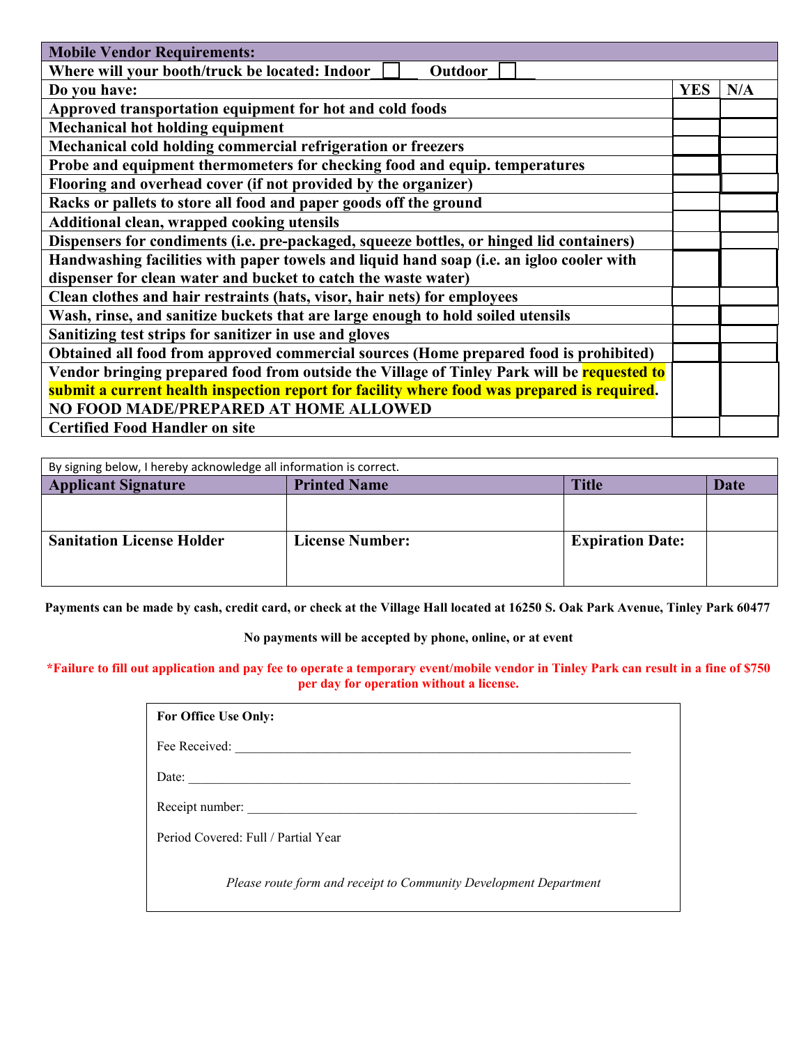| Mobile Vendor Requirements: | | |
|---|---|---|
| Where will your booth/truck be located: Indoor ☐ Outdoor ☐ | | |
| **Do you have:** | **YES** | **N/A** |
| Approved transportation equipment for hot and cold foods | | |
| Mechanical hot holding equipment | | |
| Mechanical cold holding commercial refrigeration or freezers | | |
| Probe and equipment thermometers for checking food and equip. temperatures | | |
| Flooring and overhead cover (if not provided by the organizer) | | |
| Racks or pallets to store all food and paper goods off the ground | | |
| Additional clean, wrapped cooking utensils | | |
| Dispensers for condiments (i.e. pre-packaged, squeeze bottles, or hinged lid containers) | | |
| Handwashing facilities with paper towels and liquid hand soap (i.e. an igloo cooler with dispenser for clean water and bucket to catch the waste water) | | |
| Clean clothes and hair restraints (hats, visor, hair nets) for employees | | |
| Wash, rinse, and sanitize buckets that are large enough to hold soiled utensils | | |
| Sanitizing test strips for sanitizer in use and gloves | | |
| Obtained all food from approved commercial sources (Home prepared food is prohibited) | | |
| Vendor bringing prepared food from outside the Village of Tinley Park will be requested to submit a current health inspection report for facility where food was prepared is required. NO FOOD MADE/PREPARED AT HOME ALLOWED | | |
| Certified Food Handler on site | | |

By signing below, I hereby acknowledge all information is correct.

| Applicant Signature | Printed Name | Title | Date |
|---|---|---|---|
| | | | |
| **Sanitation License Holder** | **License Number:** | **Expiration Date:** | |

**Payments can be made by cash, credit card, or check at the Village Hall located at 16250 S. Oak Park Avenue, Tinley Park 60477**

**No payments will be accepted by phone, online, or at event**

**\*Failure to fill out application and pay fee to operate a temporary event/mobile vendor in Tinley Park can result in a fine of $750 per day for operation without a license.**

**For Office Use Only:**

Fee Received: ____________________

Date: ____________________

Receipt number: ____________________

Period Covered: Full / Partial Year

*Please route form and receipt to Community Development Department*